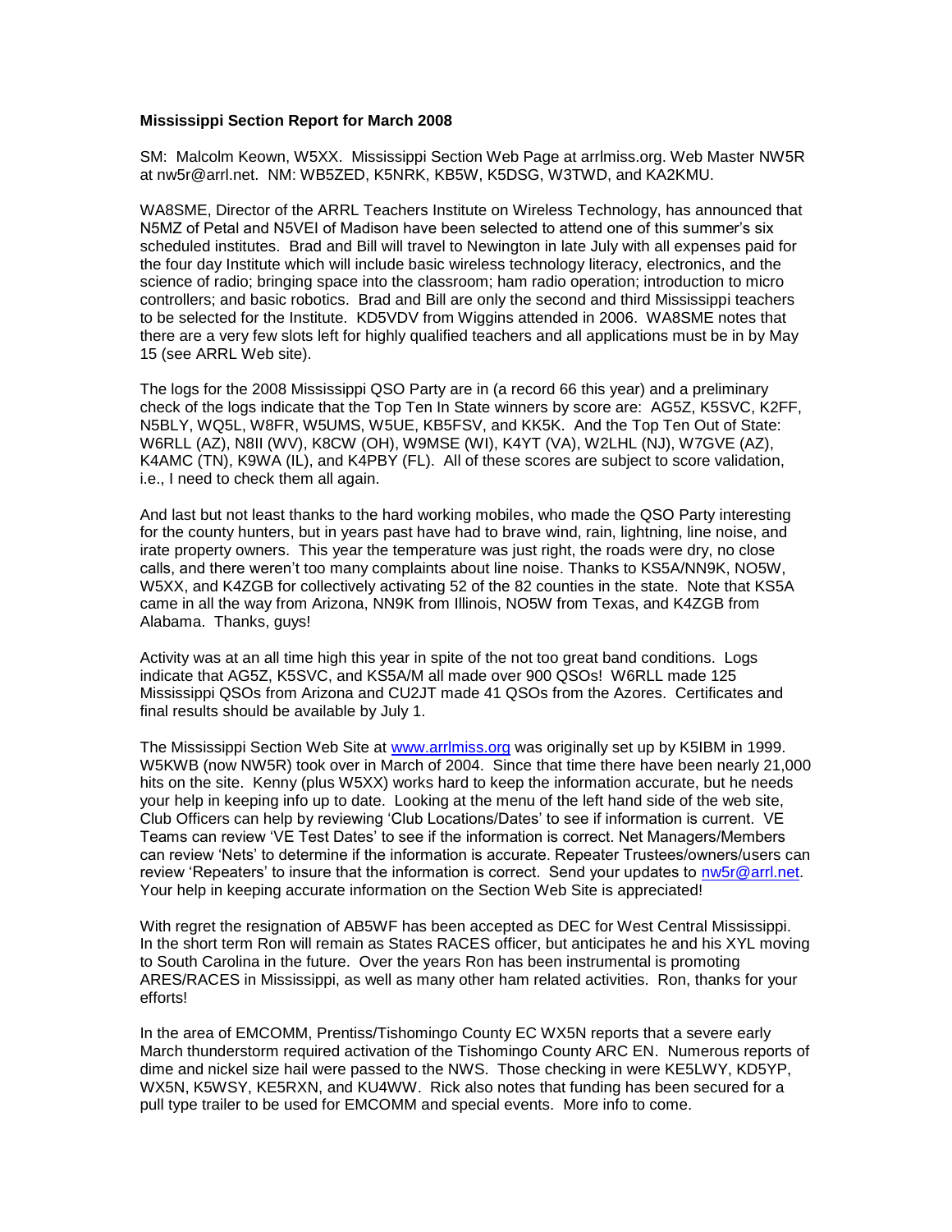**Mississippi Section Report for March 2008**

SM: Malcolm Keown, W5XX. Mississippi Section Web Page at arrlmiss.org. Web Master NW5R at nw5r@arrl.net. NM: WB5ZED, K5NRK, KB5W, K5DSG, W3TWD, and KA2KMU.

WA8SME, Director of the ARRL Teachers Institute on Wireless Technology, has announced that N5MZ of Petal and N5VEI of Madison have been selected to attend one of this summer's six scheduled institutes. Brad and Bill will travel to Newington in late July with all expenses paid for the four day Institute which will include basic wireless technology literacy, electronics, and the science of radio; bringing space into the classroom; ham radio operation; introduction to micro controllers; and basic robotics. Brad and Bill are only the second and third Mississippi teachers to be selected for the Institute. KD5VDV from Wiggins attended in 2006. WA8SME notes that there are a very few slots left for highly qualified teachers and all applications must be in by May 15 (see ARRL Web site).

The logs for the 2008 Mississippi QSO Party are in (a record 66 this year) and a preliminary check of the logs indicate that the Top Ten In State winners by score are: AG5Z, K5SVC, K2FF, N5BLY, WQ5L, W8FR, W5UMS, W5UE, KB5FSV, and KK5K. And the Top Ten Out of State: W6RLL (AZ), N8II (WV), K8CW (OH), W9MSE (WI), K4YT (VA), W2LHL (NJ), W7GVE (AZ), K4AMC (TN), K9WA (IL), and K4PBY (FL). All of these scores are subject to score validation, i.e., I need to check them all again.

And last but not least thanks to the hard working mobiles, who made the QSO Party interesting for the county hunters, but in years past have had to brave wind, rain, lightning, line noise, and irate property owners. This year the temperature was just right, the roads were dry, no close calls, and there weren't too many complaints about line noise. Thanks to KS5A/NN9K, NO5W, W5XX, and K4ZGB for collectively activating 52 of the 82 counties in the state. Note that KS5A came in all the way from Arizona, NN9K from Illinois, NO5W from Texas, and K4ZGB from Alabama. Thanks, guys!

Activity was at an all time high this year in spite of the not too great band conditions. Logs indicate that AG5Z, K5SVC, and KS5A/M all made over 900 QSOs! W6RLL made 125 Mississippi QSOs from Arizona and CU2JT made 41 QSOs from the Azores. Certificates and final results should be available by July 1.

The Mississippi Section Web Site at www.arrlmiss.org was originally set up by K5IBM in 1999. W5KWB (now NW5R) took over in March of 2004. Since that time there have been nearly 21,000 hits on the site. Kenny (plus W5XX) works hard to keep the information accurate, but he needs your help in keeping info up to date. Looking at the menu of the left hand side of the web site, Club Officers can help by reviewing 'Club Locations/Dates' to see if information is current. VE Teams can review 'VE Test Dates' to see if the information is correct. Net Managers/Members can review 'Nets' to determine if the information is accurate. Repeater Trustees/owners/users can review 'Repeaters' to insure that the information is correct. Send your updates to nw5r@arrl.net. Your help in keeping accurate information on the Section Web Site is appreciated!

With regret the resignation of AB5WF has been accepted as DEC for West Central Mississippi. In the short term Ron will remain as States RACES officer, but anticipates he and his XYL moving to South Carolina in the future. Over the years Ron has been instrumental is promoting ARES/RACES in Mississippi, as well as many other ham related activities. Ron, thanks for your efforts!

In the area of EMCOMM, Prentiss/Tishomingo County EC WX5N reports that a severe early March thunderstorm required activation of the Tishomingo County ARC EN. Numerous reports of dime and nickel size hail were passed to the NWS. Those checking in were KE5LWY, KD5YP, WX5N, K5WSY, KE5RXN, and KU4WW. Rick also notes that funding has been secured for a pull type trailer to be used for EMCOMM and special events. More info to come.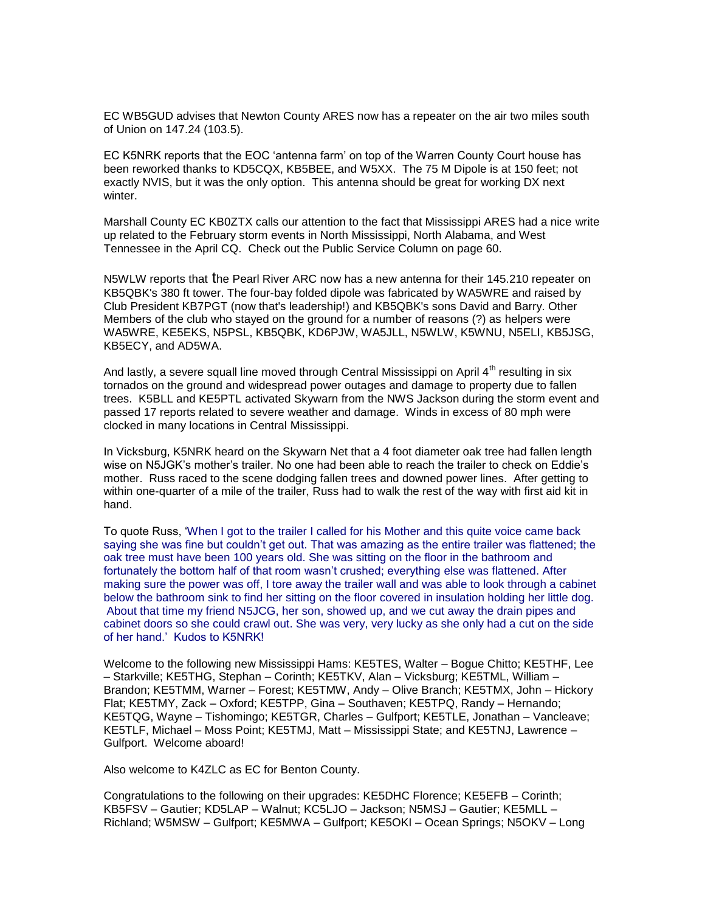EC WB5GUD advises that Newton County ARES now has a repeater on the air two miles south of Union on 147.24 (103.5).

EC K5NRK reports that the EOC 'antenna farm' on top of the Warren County Court house has been reworked thanks to KD5CQX, KB5BEE, and W5XX. The 75 M Dipole is at 150 feet; not exactly NVIS, but it was the only option. This antenna should be great for working DX next winter.

Marshall County EC KB0ZTX calls our attention to the fact that Mississippi ARES had a nice write up related to the February storm events in North Mississippi, North Alabama, and West Tennessee in the April CQ. Check out the Public Service Column on page 60.

N5WLW reports that the Pearl River ARC now has a new antenna for their 145.210 repeater on KB5QBK's 380 ft tower. The four-bay folded dipole was fabricated by WA5WRE and raised by Club President KB7PGT (now that's leadership!) and KB5QBK's sons David and Barry. Other Members of the club who stayed on the ground for a number of reasons (?) as helpers were WA5WRE, KE5EKS, N5PSL, KB5QBK, KD6PJW, WA5JLL, N5WLW, K5WNU, N5ELI, KB5JSG, KB5ECY, and AD5WA.

And lastly, a severe squall line moved through Central Mississippi on April 4th resulting in six tornados on the ground and widespread power outages and damage to property due to fallen trees. K5BLL and KE5PTL activated Skywarn from the NWS Jackson during the storm event and passed 17 reports related to severe weather and damage. Winds in excess of 80 mph were clocked in many locations in Central Mississippi.

In Vicksburg, K5NRK heard on the Skywarn Net that a 4 foot diameter oak tree had fallen length wise on N5JGK's mother's trailer. No one had been able to reach the trailer to check on Eddie's mother. Russ raced to the scene dodging fallen trees and downed power lines. After getting to within one-quarter of a mile of the trailer, Russ had to walk the rest of the way with first aid kit in hand.

To quote Russ, 'When I got to the trailer I called for his Mother and this quite voice came back saying she was fine but couldn't get out. That was amazing as the entire trailer was flattened; the oak tree must have been 100 years old. She was sitting on the floor in the bathroom and fortunately the bottom half of that room wasn't crushed; everything else was flattened. After making sure the power was off, I tore away the trailer wall and was able to look through a cabinet below the bathroom sink to find her sitting on the floor covered in insulation holding her little dog. About that time my friend N5JCG, her son, showed up, and we cut away the drain pipes and cabinet doors so she could crawl out. She was very, very lucky as she only had a cut on the side of her hand.' Kudos to K5NRK!

Welcome to the following new Mississippi Hams: KE5TES, Walter – Bogue Chitto; KE5THF, Lee – Starkville; KE5THG, Stephan – Corinth; KE5TKV, Alan – Vicksburg; KE5TML, William – Brandon; KE5TMM, Warner – Forest; KE5TMW, Andy – Olive Branch; KE5TMX, John – Hickory Flat; KE5TMY, Zack – Oxford; KE5TPP, Gina – Southaven; KE5TPQ, Randy – Hernando; KE5TQG, Wayne – Tishomingo; KE5TGR, Charles – Gulfport; KE5TLE, Jonathan – Vancleave; KE5TLF, Michael – Moss Point; KE5TMJ, Matt – Mississippi State; and KE5TNJ, Lawrence – Gulfport. Welcome aboard!

Also welcome to K4ZLC as EC for Benton County.

Congratulations to the following on their upgrades: KE5DHC Florence; KE5EFB – Corinth; KB5FSV – Gautier; KD5LAP – Walnut; KC5LJO – Jackson; N5MSJ – Gautier; KE5MLL – Richland; W5MSW – Gulfport; KE5MWA – Gulfport; KE5OKI – Ocean Springs; N5OKV – Long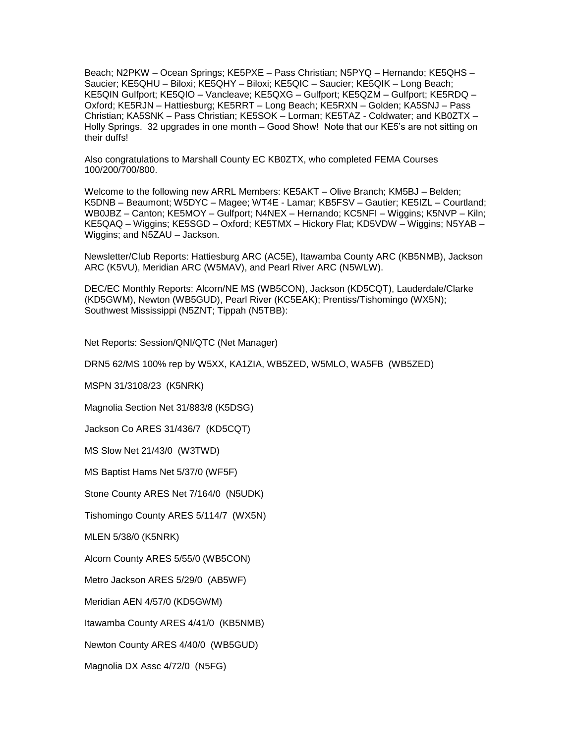Beach; N2PKW – Ocean Springs; KE5PXE – Pass Christian; N5PYQ – Hernando; KE5QHS – Saucier; KE5QHU – Biloxi; KE5QHY – Biloxi; KE5QIC – Saucier; KE5QIK – Long Beach; KE5QIN Gulfport; KE5QIO – Vancleave; KE5QXG – Gulfport; KE5QZM – Gulfport; KE5RDQ – Oxford; KE5RJN – Hattiesburg; KE5RRT – Long Beach; KE5RXN – Golden; KA5SNJ – Pass Christian; KA5SNK – Pass Christian; KE5SOK – Lorman; KE5TAZ - Coldwater; and KB0ZTX – Holly Springs. 32 upgrades in one month – Good Show! Note that our KE5's are not sitting on their duffs!

Also congratulations to Marshall County EC KB0ZTX, who completed FEMA Courses 100/200/700/800.

Welcome to the following new ARRL Members: KE5AKT – Olive Branch; KM5BJ – Belden; K5DNB – Beaumont; W5DYC – Magee; WT4E - Lamar; KB5FSV – Gautier; KE5IZL – Courtland; WB0JBZ – Canton; KE5MOY – Gulfport; N4NEX – Hernando; KC5NFI – Wiggins; K5NVP – Kiln; KE5QAQ – Wiggins; KE5SGD – Oxford; KE5TMX – Hickory Flat; KD5VDW – Wiggins; N5YAB – Wiggins; and N5ZAU – Jackson.

Newsletter/Club Reports: Hattiesburg ARC (AC5E), Itawamba County ARC (KB5NMB), Jackson ARC (K5VU), Meridian ARC (W5MAV), and Pearl River ARC (N5WLW).

DEC/EC Monthly Reports: Alcorn/NE MS (WB5CON), Jackson (KD5CQT), Lauderdale/Clarke (KD5GWM), Newton (WB5GUD), Pearl River (KC5EAK); Prentiss/Tishomingo (WX5N); Southwest Mississippi (N5ZNT; Tippah (N5TBB):

Net Reports: Session/QNI/QTC (Net Manager)

DRN5 62/MS 100% rep by W5XX, KA1ZIA, WB5ZED, W5MLO, WA5FB (WB5ZED)

MSPN 31/3108/23 (K5NRK)

Magnolia Section Net 31/883/8 (K5DSG)

Jackson Co ARES 31/436/7 (KD5CQT)

MS Slow Net 21/43/0 (W3TWD)

MS Baptist Hams Net 5/37/0 (WF5F)

Stone County ARES Net 7/164/0 (N5UDK)

Tishomingo County ARES 5/114/7 (WX5N)

MLEN 5/38/0 (K5NRK)

Alcorn County ARES 5/55/0 (WB5CON)

Metro Jackson ARES 5/29/0 (AB5WF)

Meridian AEN 4/57/0 (KD5GWM)

Itawamba County ARES 4/41/0 (KB5NMB)

Newton County ARES 4/40/0 (WB5GUD)

Magnolia DX Assc 4/72/0 (N5FG)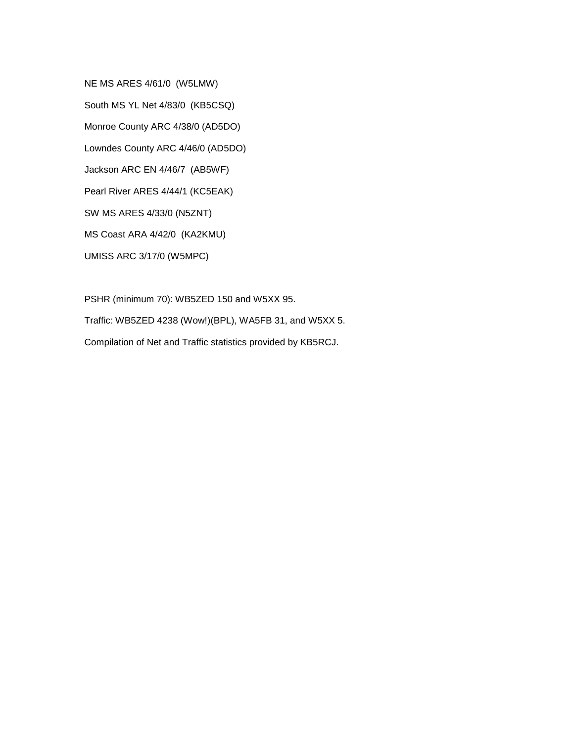NE MS ARES 4/61/0 (W5LMW)

South MS YL Net 4/83/0 (KB5CSQ)

Monroe County ARC 4/38/0 (AD5DO)

Lowndes County ARC 4/46/0 (AD5DO)

Jackson ARC EN 4/46/7 (AB5WF)

Pearl River ARES 4/44/1 (KC5EAK)

SW MS ARES 4/33/0 (N5ZNT)

MS Coast ARA 4/42/0 (KA2KMU)

UMISS ARC 3/17/0 (W5MPC)

PSHR (minimum 70): WB5ZED 150 and W5XX 95.

Traffic: WB5ZED 4238 (Wow!)(BPL), WA5FB 31, and W5XX 5.

Compilation of Net and Traffic statistics provided by KB5RCJ.